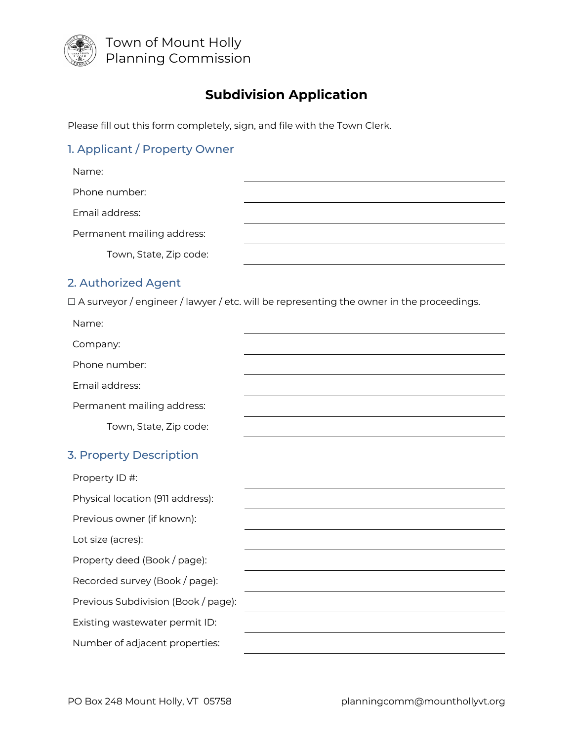Town of Mount Holly
Planning Commission

# Subdivision Application

Please fill out this form completely, sign, and file with the Town Clerk.

## 1. Applicant / Property Owner

Name: ______________________________

Phone number: ______________________________

Email address: ______________________________

Permanent mailing address: ______________________________

Town, State, Zip code: ______________________________

## 2. Authorized Agent

☐ A surveyor / engineer / lawyer / etc. will be representing the owner in the proceedings.

Name: ______________________________

Company: ______________________________

Phone number: ______________________________

Email address: ______________________________

Permanent mailing address: ______________________________

Town, State, Zip code: ______________________________

## 3. Property Description

Property ID #: ______________________________

Physical location (911 address): ______________________________

Previous owner (if known): ______________________________

Lot size (acres): ______________________________

Property deed (Book / page): ______________________________

Recorded survey (Book / page): ______________________________

Previous Subdivision (Book / page): ______________________________

Existing wastewater permit ID: ______________________________

Number of adjacent properties: ______________________________

PO Box 248 Mount Holly, VT 05758 planningcomm@mounthollyvt.org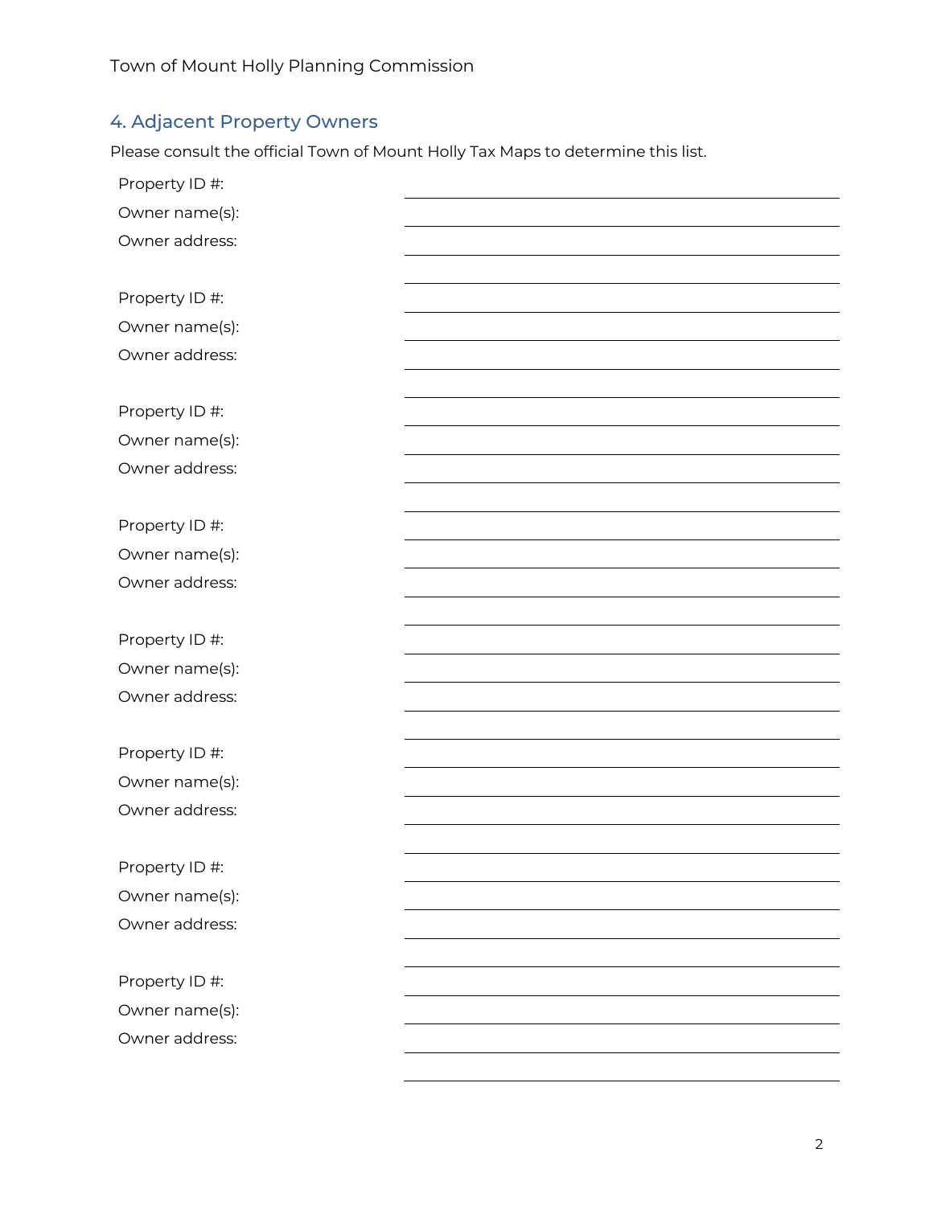## 4. Adjacent Property Owners

Please consult the official Town of Mount Holly Tax Maps to determine this list.

Property ID #: \_\_\_\_\_\_\_\_\_\_\_\_\_\_\_\_\_\_\_\_\_\_\_\_\_\_\_\_\_\_\_\_\_\_\_\_\_\_\_\_

Owner name(s): \_\_\_\_\_\_\_\_\_\_\_\_\_\_\_\_\_\_\_\_\_\_\_\_\_\_\_\_\_\_\_\_\_\_\_\_\_\_\_\_

Owner address: \_\_\_\_\_\_\_\_\_\_\_\_\_\_\_\_\_\_\_\_\_\_\_\_\_\_\_\_\_\_\_\_\_\_\_\_\_\_\_\_

\_\_\_\_\_\_\_\_\_\_\_\_\_\_\_\_\_\_\_\_\_\_\_\_\_\_\_\_\_\_\_\_\_\_\_\_\_\_\_\_

Property ID #: \_\_\_\_\_\_\_\_\_\_\_\_\_\_\_\_\_\_\_\_\_\_\_\_\_\_\_\_\_\_\_\_\_\_\_\_\_\_\_\_

Owner name(s): \_\_\_\_\_\_\_\_\_\_\_\_\_\_\_\_\_\_\_\_\_\_\_\_\_\_\_\_\_\_\_\_\_\_\_\_\_\_\_\_

Owner address: \_\_\_\_\_\_\_\_\_\_\_\_\_\_\_\_\_\_\_\_\_\_\_\_\_\_\_\_\_\_\_\_\_\_\_\_\_\_\_\_

\_\_\_\_\_\_\_\_\_\_\_\_\_\_\_\_\_\_\_\_\_\_\_\_\_\_\_\_\_\_\_\_\_\_\_\_\_\_\_\_

Property ID #: \_\_\_\_\_\_\_\_\_\_\_\_\_\_\_\_\_\_\_\_\_\_\_\_\_\_\_\_\_\_\_\_\_\_\_\_\_\_\_\_

Owner name(s): \_\_\_\_\_\_\_\_\_\_\_\_\_\_\_\_\_\_\_\_\_\_\_\_\_\_\_\_\_\_\_\_\_\_\_\_\_\_\_\_

Owner address: \_\_\_\_\_\_\_\_\_\_\_\_\_\_\_\_\_\_\_\_\_\_\_\_\_\_\_\_\_\_\_\_\_\_\_\_\_\_\_\_

\_\_\_\_\_\_\_\_\_\_\_\_\_\_\_\_\_\_\_\_\_\_\_\_\_\_\_\_\_\_\_\_\_\_\_\_\_\_\_\_

Property ID #: \_\_\_\_\_\_\_\_\_\_\_\_\_\_\_\_\_\_\_\_\_\_\_\_\_\_\_\_\_\_\_\_\_\_\_\_\_\_\_\_

Owner name(s): \_\_\_\_\_\_\_\_\_\_\_\_\_\_\_\_\_\_\_\_\_\_\_\_\_\_\_\_\_\_\_\_\_\_\_\_\_\_\_\_

Owner address: \_\_\_\_\_\_\_\_\_\_\_\_\_\_\_\_\_\_\_\_\_\_\_\_\_\_\_\_\_\_\_\_\_\_\_\_\_\_\_\_

\_\_\_\_\_\_\_\_\_\_\_\_\_\_\_\_\_\_\_\_\_\_\_\_\_\_\_\_\_\_\_\_\_\_\_\_\_\_\_\_

Property ID #: \_\_\_\_\_\_\_\_\_\_\_\_\_\_\_\_\_\_\_\_\_\_\_\_\_\_\_\_\_\_\_\_\_\_\_\_\_\_\_\_

Owner name(s): \_\_\_\_\_\_\_\_\_\_\_\_\_\_\_\_\_\_\_\_\_\_\_\_\_\_\_\_\_\_\_\_\_\_\_\_\_\_\_\_

Owner address: \_\_\_\_\_\_\_\_\_\_\_\_\_\_\_\_\_\_\_\_\_\_\_\_\_\_\_\_\_\_\_\_\_\_\_\_\_\_\_\_

\_\_\_\_\_\_\_\_\_\_\_\_\_\_\_\_\_\_\_\_\_\_\_\_\_\_\_\_\_\_\_\_\_\_\_\_\_\_\_\_

Property ID #: \_\_\_\_\_\_\_\_\_\_\_\_\_\_\_\_\_\_\_\_\_\_\_\_\_\_\_\_\_\_\_\_\_\_\_\_\_\_\_\_

Owner name(s): \_\_\_\_\_\_\_\_\_\_\_\_\_\_\_\_\_\_\_\_\_\_\_\_\_\_\_\_\_\_\_\_\_\_\_\_\_\_\_\_

Owner address: \_\_\_\_\_\_\_\_\_\_\_\_\_\_\_\_\_\_\_\_\_\_\_\_\_\_\_\_\_\_\_\_\_\_\_\_\_\_\_\_

\_\_\_\_\_\_\_\_\_\_\_\_\_\_\_\_\_\_\_\_\_\_\_\_\_\_\_\_\_\_\_\_\_\_\_\_\_\_\_\_

Property ID #: \_\_\_\_\_\_\_\_\_\_\_\_\_\_\_\_\_\_\_\_\_\_\_\_\_\_\_\_\_\_\_\_\_\_\_\_\_\_\_\_

Owner name(s): \_\_\_\_\_\_\_\_\_\_\_\_\_\_\_\_\_\_\_\_\_\_\_\_\_\_\_\_\_\_\_\_\_\_\_\_\_\_\_\_

Owner address: \_\_\_\_\_\_\_\_\_\_\_\_\_\_\_\_\_\_\_\_\_\_\_\_\_\_\_\_\_\_\_\_\_\_\_\_\_\_\_\_

\_\_\_\_\_\_\_\_\_\_\_\_\_\_\_\_\_\_\_\_\_\_\_\_\_\_\_\_\_\_\_\_\_\_\_\_\_\_\_\_

Property ID #: \_\_\_\_\_\_\_\_\_\_\_\_\_\_\_\_\_\_\_\_\_\_\_\_\_\_\_\_\_\_\_\_\_\_\_\_\_\_\_\_

Owner name(s): \_\_\_\_\_\_\_\_\_\_\_\_\_\_\_\_\_\_\_\_\_\_\_\_\_\_\_\_\_\_\_\_\_\_\_\_\_\_\_\_

Owner address: \_\_\_\_\_\_\_\_\_\_\_\_\_\_\_\_\_\_\_\_\_\_\_\_\_\_\_\_\_\_\_\_\_\_\_\_\_\_\_\_

\_\_\_\_\_\_\_\_\_\_\_\_\_\_\_\_\_\_\_\_\_\_\_\_\_\_\_\_\_\_\_\_\_\_\_\_\_\_\_\_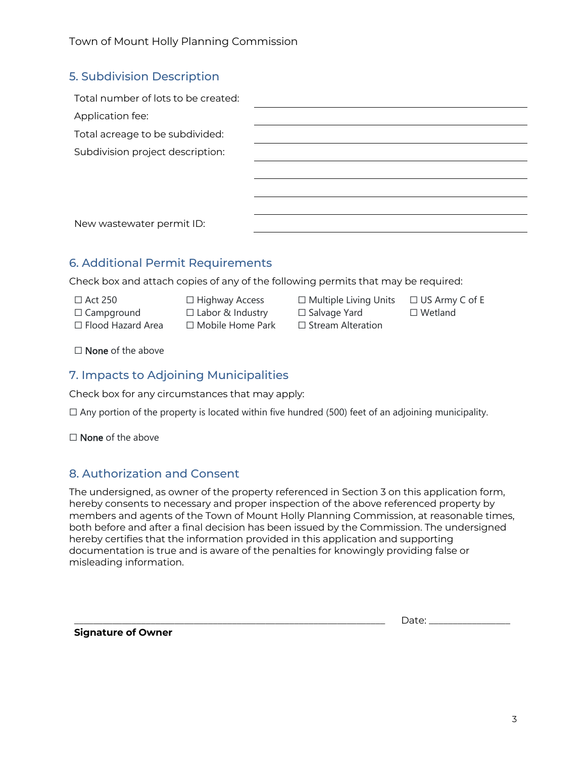Town of Mount Holly Planning Commission

## 5. Subdivision Description

Total number of lots to be created: ______________________________

Application fee: ______________________________

Total acreage to be subdivided: ______________________________

Subdivision project description: ______________________________

______________________________

______________________________

______________________________

New wastewater permit ID: ______________________________

## 6. Additional Permit Requirements

Check box and attach copies of any of the following permits that may be required:

| | | | |
|---|---|---|---|
| ☐ Act 250 | ☐ Highway Access | ☐ Multiple Living Units | ☐ US Army C of E |
| ☐ Campground | ☐ Labor & Industry | ☐ Salvage Yard | ☐ Wetland |
| ☐ Flood Hazard Area | ☐ Mobile Home Park | ☐ Stream Alteration | |

☐ None of the above

## 7. Impacts to Adjoining Municipalities

Check box for any circumstances that may apply:

☐ Any portion of the property is located within five hundred (500) feet of an adjoining municipality.

☐ None of the above

## 8. Authorization and Consent

The undersigned, as owner of the property referenced in Section 3 on this application form, hereby consents to necessary and proper inspection of the above referenced property by members and agents of the Town of Mount Holly Planning Commission, at reasonable times, both before and after a final decision has been issued by the Commission. The undersigned hereby certifies that the information provided in this application and supporting documentation is true and is aware of the penalties for knowingly providing false or misleading information.

______________________________________________ Date: ________________

**Signature of Owner**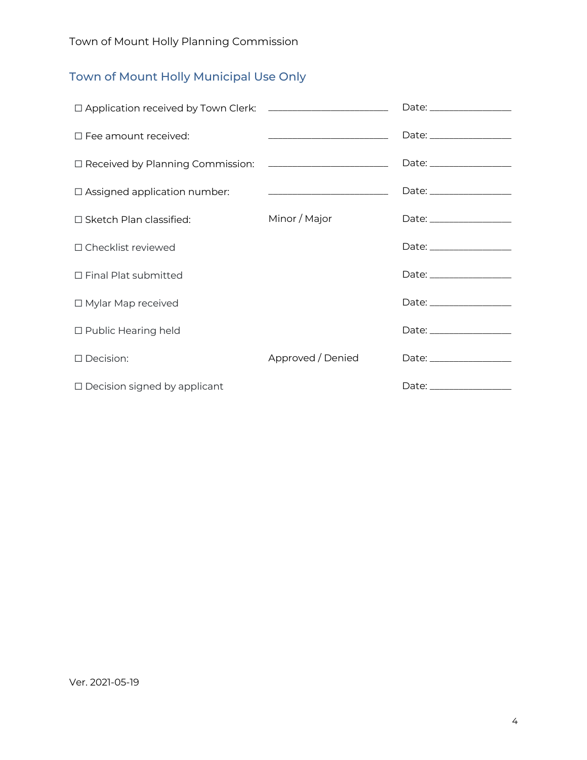## Town of Mount Holly Municipal Use Only

| | | |
|---|---|---|
| ☐ Application received by Town Clerk: | ______________________ | Date: _______________ |
| ☐ Fee amount received: | ______________________ | Date: _______________ |
| ☐ Received by Planning Commission: | ______________________ | Date: _______________ |
| ☐ Assigned application number: | ______________________ | Date: _______________ |
| ☐ Sketch Plan classified: | Minor / Major | Date: _______________ |
| ☐ Checklist reviewed | | Date: _______________ |
| ☐ Final Plat submitted | | Date: _______________ |
| ☐ Mylar Map received | | Date: _______________ |
| ☐ Public Hearing held | | Date: _______________ |
| ☐ Decision: | Approved / Denied | Date: _______________ |
| ☐ Decision signed by applicant | | Date: _______________ |

Ver. 2021-05-19